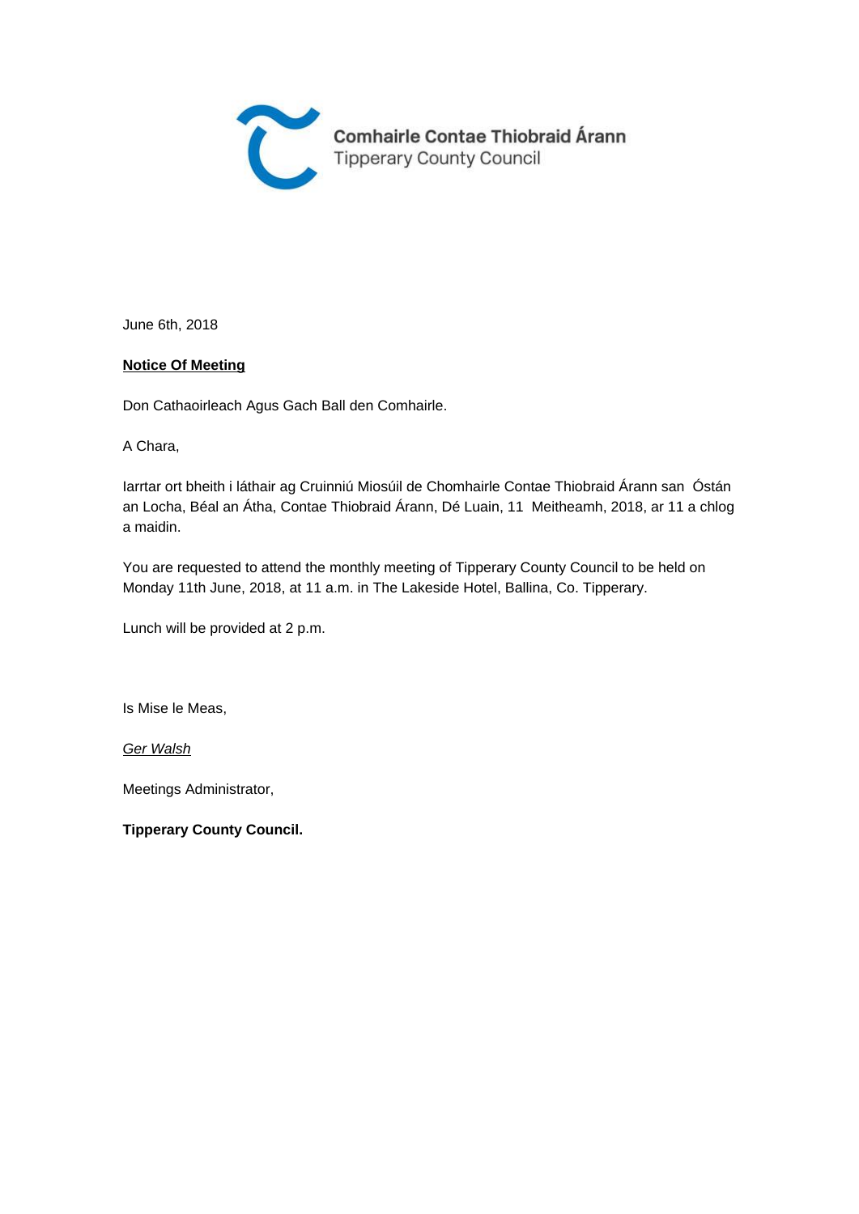Comhairle Contae Thiobraid Árann
Tipperary County Council

June 6th, 2018

**Notice Of Meeting**

Don Cathaoirleach Agus Gach Ball den Comhairle.

A Chara,

Iarrtar ort bheith i láthair ag Cruinniú Miosúil de Chomhairle Contae Thiobraid Árann san Óstán an Locha, Béal an Átha, Contae Thiobraid Árann, Dé Luain, 11 Meitheamh, 2018, ar 11 a chlog a maidin.

You are requested to attend the monthly meeting of Tipperary County Council to be held on Monday 11th June, 2018, at 11 a.m. in The Lakeside Hotel, Ballina, Co. Tipperary.

Lunch will be provided at 2 p.m.

Is Mise le Meas,

*Ger Walsh*

Meetings Administrator,

**Tipperary County Council.**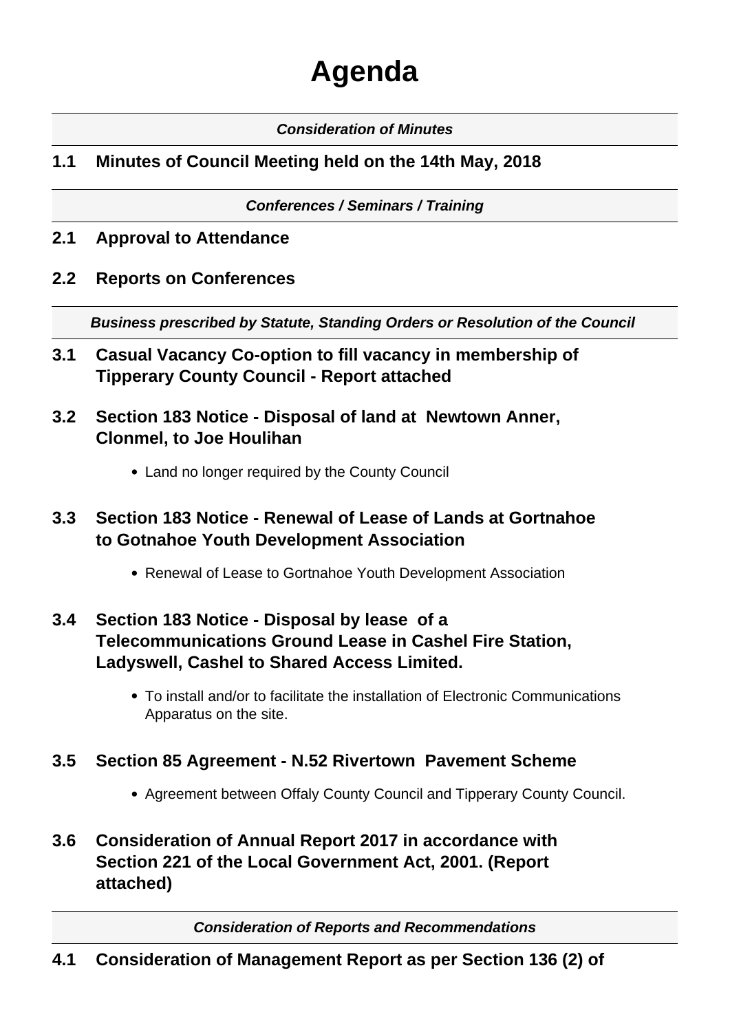# Agenda

***Consideration of Minutes***

## 1.1 Minutes of Council Meeting held on the 14th May, 2018

***Conferences / Seminars / Training***

## 2.1 Approval to Attendance

## 2.2 Reports on Conferences

***Business prescribed by Statute, Standing Orders or Resolution of the Council***

## 3.1 Casual Vacancy Co-option to fill vacancy in membership of Tipperary County Council - Report attached

## 3.2 Section 183 Notice - Disposal of land at Newtown Anner, Clonmel, to Joe Houlihan

- Land no longer required by the County Council

## 3.3 Section 183 Notice - Renewal of Lease of Lands at Gortnahoe to Gotnahoe Youth Development Association

- Renewal of Lease to Gortnahoe Youth Development Association

## 3.4 Section 183 Notice - Disposal by lease of a Telecommunications Ground Lease in Cashel Fire Station, Ladyswell, Cashel to Shared Access Limited.

- To install and/or to facilitate the installation of Electronic Communications Apparatus on the site.

## 3.5 Section 85 Agreement - N.52 Rivertown Pavement Scheme

- Agreement between Offaly County Council and Tipperary County Council.

## 3.6 Consideration of Annual Report 2017 in accordance with Section 221 of the Local Government Act, 2001. (Report attached)

***Consideration of Reports and Recommendations***

## 4.1 Consideration of Management Report as per Section 136 (2) of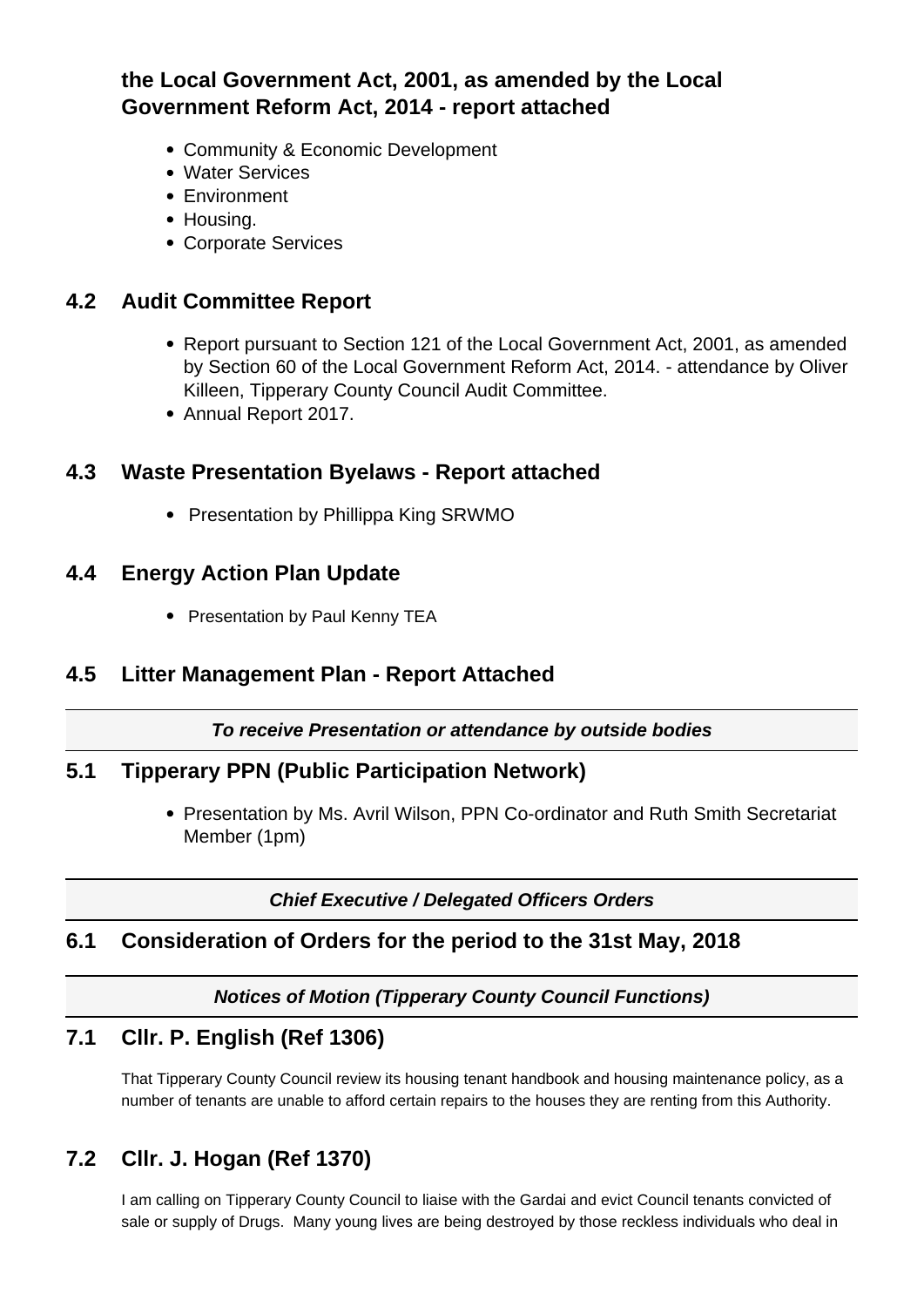**the Local Government Act, 2001, as amended by the Local Government Reform Act, 2014 - report attached**

- Community & Economic Development
- Water Services
- Environment
- Housing.
- Corporate Services

## 4.2 Audit Committee Report

- Report pursuant to Section 121 of the Local Government Act, 2001, as amended by Section 60 of the Local Government Reform Act, 2014. - attendance by Oliver Killeen, Tipperary County Council Audit Committee.
- Annual Report 2017.

## 4.3 Waste Presentation Byelaws - Report attached

- Presentation by Phillippa King SRWMO

## 4.4 Energy Action Plan Update

- Presentation by Paul Kenny TEA

## 4.5 Litter Management Plan - Report Attached

***To receive Presentation or attendance by outside bodies***

## 5.1 Tipperary PPN (Public Participation Network)

- Presentation by Ms. Avril Wilson, PPN Co-ordinator and Ruth Smith Secretariat Member (1pm)

***Chief Executive / Delegated Officers Orders***

## 6.1 Consideration of Orders for the period to the 31st May, 2018

***Notices of Motion (Tipperary County Council Functions)***

## 7.1 Cllr. P. English (Ref 1306)

That Tipperary County Council review its housing tenant handbook and housing maintenance policy, as a number of tenants are unable to afford certain repairs to the houses they are renting from this Authority.

## 7.2 Cllr. J. Hogan (Ref 1370)

I am calling on Tipperary County Council to liaise with the Gardai and evict Council tenants convicted of sale or supply of Drugs. Many young lives are being destroyed by those reckless individuals who deal in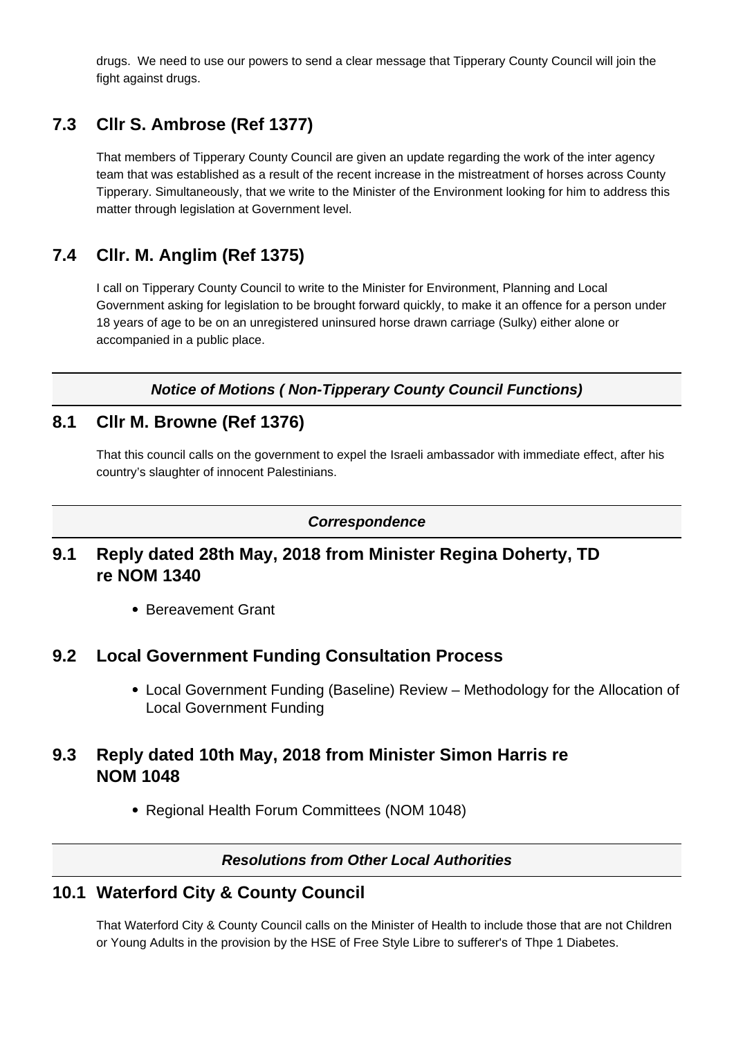drugs.  We need to use our powers to send a clear message that Tipperary County Council will join the fight against drugs.

## 7.3 Cllr S. Ambrose (Ref 1377)

That members of Tipperary County Council are given an update regarding the work of the inter agency team that was established as a result of the recent increase in the mistreatment of horses across County Tipperary. Simultaneously, that we write to the Minister of the Environment looking for him to address this matter through legislation at Government level.

## 7.4 Cllr. M. Anglim (Ref 1375)

I call on Tipperary County Council to write to the Minister for Environment, Planning and Local Government asking for legislation to be brought forward quickly, to make it an offence for a person under 18 years of age to be on an unregistered uninsured horse drawn carriage (Sulky) either alone or accompanied in a public place.

***Notice of Motions ( Non-Tipperary County Council Functions)***

## 8.1 Cllr M. Browne (Ref 1376)

That this council calls on the government to expel the Israeli ambassador with immediate effect, after his country's slaughter of innocent Palestinians.

***Correspondence***

## 9.1 Reply dated 28th May, 2018 from Minister Regina Doherty, TD re NOM 1340

- Bereavement Grant

## 9.2 Local Government Funding Consultation Process

- Local Government Funding (Baseline) Review – Methodology for the Allocation of Local Government Funding

## 9.3 Reply dated 10th May, 2018 from Minister Simon Harris re NOM 1048

- Regional Health Forum Committees (NOM 1048)

***Resolutions from Other Local Authorities***

## 10.1 Waterford City & County Council

That Waterford City & County Council calls on the Minister of Health to include those that are not Children or Young Adults in the provision by the HSE of Free Style Libre to sufferer's of Thpe 1 Diabetes.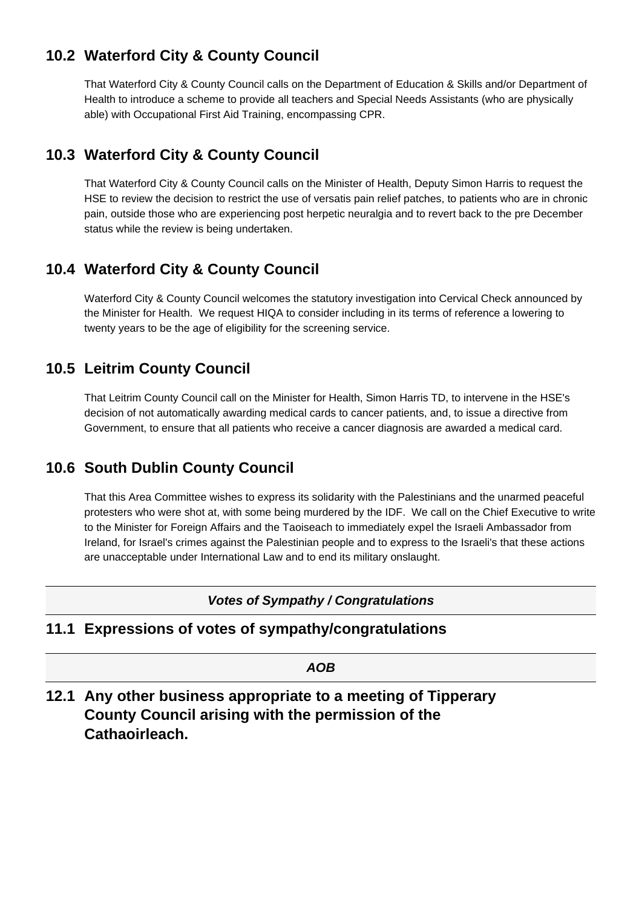## 10.2 Waterford City & County Council

That Waterford City & County Council calls on the Department of Education & Skills and/or Department of Health to introduce a scheme to provide all teachers and Special Needs Assistants (who are physically able) with Occupational First Aid Training, encompassing CPR.

## 10.3 Waterford City & County Council

That Waterford City & County Council calls on the Minister of Health, Deputy Simon Harris to request the HSE to review the decision to restrict the use of versatis pain relief patches, to patients who are in chronic pain, outside those who are experiencing post herpetic neuralgia and to revert back to the pre December status while the review is being undertaken.

## 10.4 Waterford City & County Council

Waterford City & County Council welcomes the statutory investigation into Cervical Check announced by the Minister for Health. We request HIQA to consider including in its terms of reference a lowering to twenty years to be the age of eligibility for the screening service.

## 10.5 Leitrim County Council

That Leitrim County Council call on the Minister for Health, Simon Harris TD, to intervene in the HSE's decision of not automatically awarding medical cards to cancer patients, and, to issue a directive from Government, to ensure that all patients who receive a cancer diagnosis are awarded a medical card.

## 10.6 South Dublin County Council

That this Area Committee wishes to express its solidarity with the Palestinians and the unarmed peaceful protesters who were shot at, with some being murdered by the IDF. We call on the Chief Executive to write to the Minister for Foreign Affairs and the Taoiseach to immediately expel the Israeli Ambassador from Ireland, for Israel's crimes against the Palestinian people and to express to the Israeli's that these actions are unacceptable under International Law and to end its military onslaught.

***Votes of Sympathy / Congratulations***

## 11.1 Expressions of votes of sympathy/congratulations

***AOB***

## 12.1 Any other business appropriate to a meeting of Tipperary County Council arising with the permission of the Cathaoirleach.